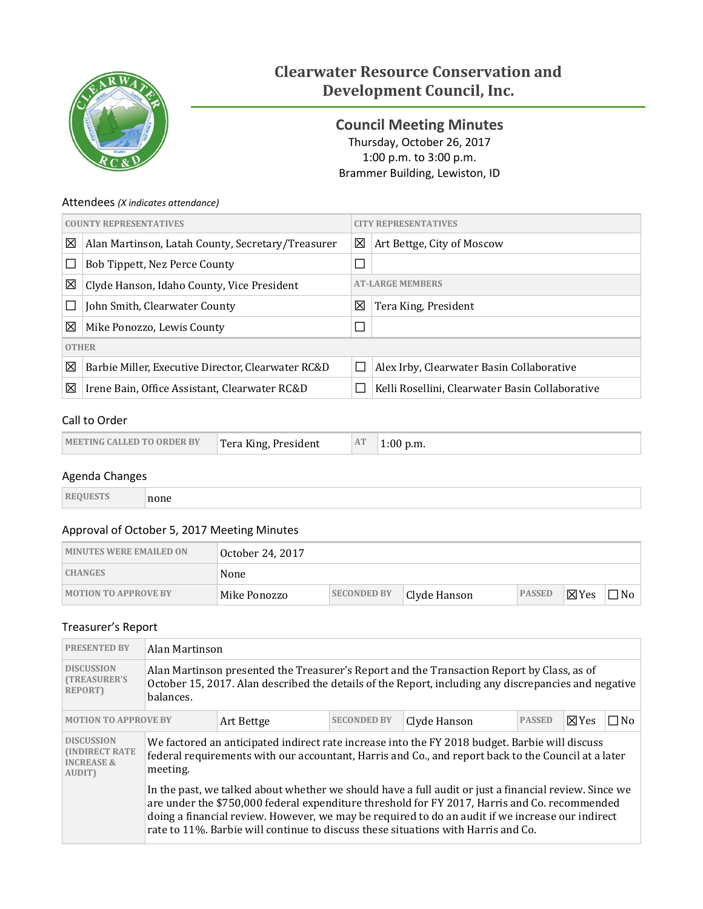# Clearwater Resource Conservation and Development Council, Inc.

## Council Meeting Minutes

Thursday, October 26, 2017
1:00 p.m. to 3:00 p.m.
Brammer Building, Lewiston, ID

### Attendees *(X indicates attendance)*

| COUNTY REPRESENTATIVES | | CITY REPRESENTATIVES | |
|---|---|---|---|
| ☒ | Alan Martinson, Latah County, Secretary/Treasurer | ☒ | Art Bettge, City of Moscow |
| ☐ | Bob Tippett, Nez Perce County | ☐ | |
| ☒ | Clyde Hanson, Idaho County, Vice President | AT-LARGE MEMBERS | |
| ☐ | John Smith, Clearwater County | ☒ | Tera King, President |
| ☒ | Mike Ponozzo, Lewis County | ☐ | |
| OTHER | | | |
| ☒ | Barbie Miller, Executive Director, Clearwater RC&D | ☐ | Alex Irby, Clearwater Basin Collaborative |
| ☒ | Irene Bain, Office Assistant, Clearwater RC&D | ☐ | Kelli Rosellini, Clearwater Basin Collaborative |

### Call to Order

| MEETING CALLED TO ORDER BY | Tera King, President | AT | 1:00 p.m. |
|---|---|---|---|

### Agenda Changes

| REQUESTS | none |
|---|---|

### Approval of October 5, 2017 Meeting Minutes

| MINUTES WERE EMAILED ON | October 24, 2017 | | | | | |
|---|---|---|---|---|---|---|
| CHANGES | None | | | | | |
| MOTION TO APPROVE BY | Mike Ponozzo | SECONDED BY | Clyde Hanson | PASSED | ☒Yes | ☐No |

### Treasurer's Report

| PRESENTED BY | Alan Martinson | | | | | |
|---|---|---|---|---|---|---|
| DISCUSSION (TREASURER'S REPORT) | Alan Martinson presented the Treasurer's Report and the Transaction Report by Class, as of October 15, 2017. Alan described the details of the Report, including any discrepancies and negative balances. | | | | | |
| MOTION TO APPROVE BY | Art Bettge | SECONDED BY | Clyde Hanson | PASSED | ☒Yes | ☐No |
| DISCUSSION (INDIRECT RATE INCREASE & AUDIT) | We factored an anticipated indirect rate increase into the FY 2018 budget. Barbie will discuss federal requirements with our accountant, Harris and Co., and report back to the Council at a later meeting.<br><br>In the past, we talked about whether we should have a full audit or just a financial review. Since we are under the $750,000 federal expenditure threshold for FY 2017, Harris and Co. recommended doing a financial review. However, we may be required to do an audit if we increase our indirect rate to 11%. Barbie will continue to discuss these situations with Harris and Co. | | | | | |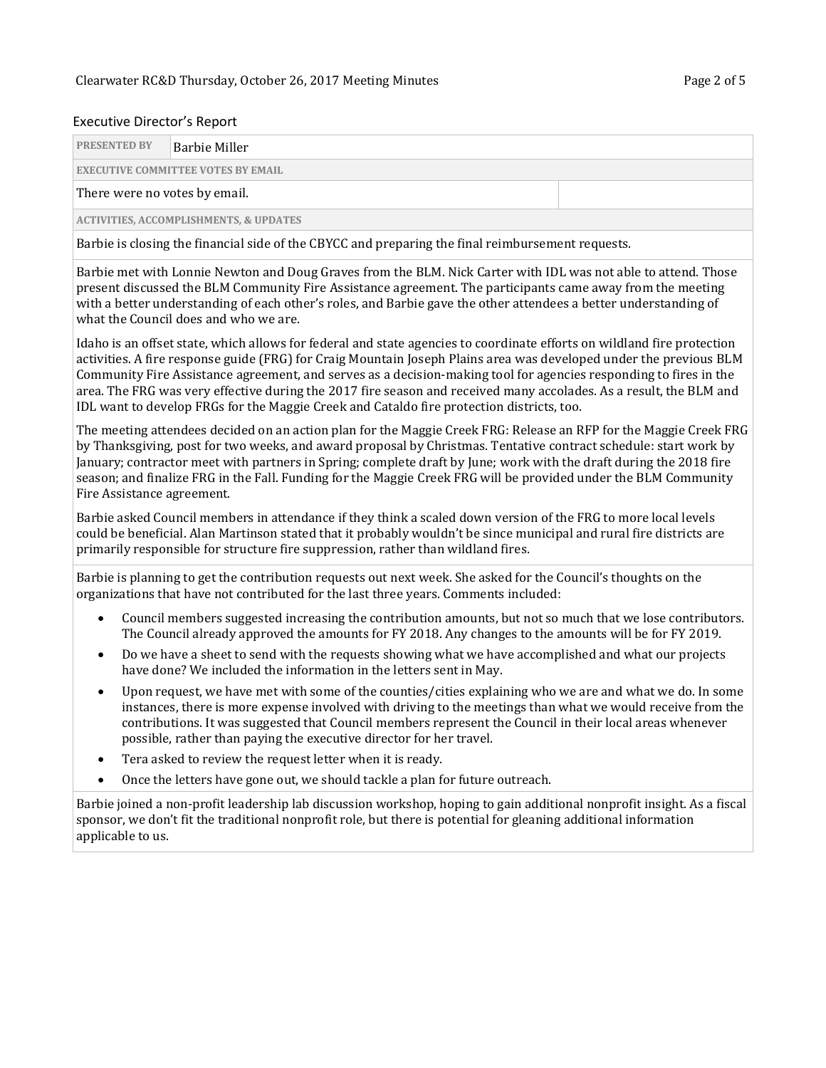## Executive Director's Report

| **PRESENTED BY** | Barbie Miller |
|---|---|
| **EXECUTIVE COMMITTEE VOTES BY EMAIL** | |
| There were no votes by email. | |
| **ACTIVITIES, ACCOMPLISHMENTS, & UPDATES** | |

Barbie is closing the financial side of the CBYCC and preparing the final reimbursement requests.

Barbie met with Lonnie Newton and Doug Graves from the BLM. Nick Carter with IDL was not able to attend. Those present discussed the BLM Community Fire Assistance agreement. The participants came away from the meeting with a better understanding of each other's roles, and Barbie gave the other attendees a better understanding of what the Council does and who we are.

Idaho is an offset state, which allows for federal and state agencies to coordinate efforts on wildland fire protection activities. A fire response guide (FRG) for Craig Mountain Joseph Plains area was developed under the previous BLM Community Fire Assistance agreement, and serves as a decision-making tool for agencies responding to fires in the area. The FRG was very effective during the 2017 fire season and received many accolades. As a result, the BLM and IDL want to develop FRGs for the Maggie Creek and Cataldo fire protection districts, too.

The meeting attendees decided on an action plan for the Maggie Creek FRG: Release an RFP for the Maggie Creek FRG by Thanksgiving, post for two weeks, and award proposal by Christmas. Tentative contract schedule: start work by January; contractor meet with partners in Spring; complete draft by June; work with the draft during the 2018 fire season; and finalize FRG in the Fall. Funding for the Maggie Creek FRG will be provided under the BLM Community Fire Assistance agreement.

Barbie asked Council members in attendance if they think a scaled down version of the FRG to more local levels could be beneficial. Alan Martinson stated that it probably wouldn't be since municipal and rural fire districts are primarily responsible for structure fire suppression, rather than wildland fires.

Barbie is planning to get the contribution requests out next week. She asked for the Council's thoughts on the organizations that have not contributed for the last three years. Comments included:

- Council members suggested increasing the contribution amounts, but not so much that we lose contributors. The Council already approved the amounts for FY 2018. Any changes to the amounts will be for FY 2019.
- Do we have a sheet to send with the requests showing what we have accomplished and what our projects have done? We included the information in the letters sent in May.
- Upon request, we have met with some of the counties/cities explaining who we are and what we do. In some instances, there is more expense involved with driving to the meetings than what we would receive from the contributions. It was suggested that Council members represent the Council in their local areas whenever possible, rather than paying the executive director for her travel.
- Tera asked to review the request letter when it is ready.
- Once the letters have gone out, we should tackle a plan for future outreach.

Barbie joined a non-profit leadership lab discussion workshop, hoping to gain additional nonprofit insight. As a fiscal sponsor, we don't fit the traditional nonprofit role, but there is potential for gleaning additional information applicable to us.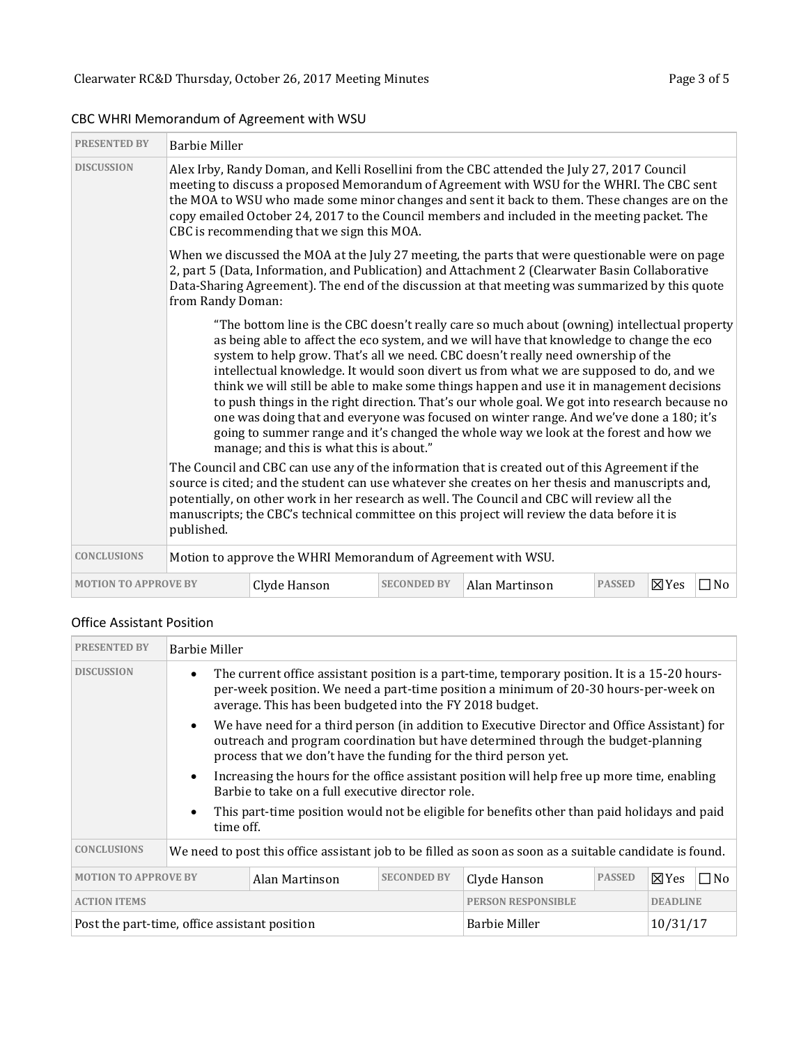## CBC WHRI Memorandum of Agreement with WSU

| PRESENTED BY | Barbie Miller | | | | | |
|---|---|---|---|---|---|---|
| DISCUSSION | Alex Irby, Randy Doman, and Kelli Rosellini from the CBC attended the July 27, 2017 Council meeting to discuss a proposed Memorandum of Agreement with WSU for the WHRI. The CBC sent the MOA to WSU who made some minor changes and sent it back to them. These changes are on the copy emailed October 24, 2017 to the Council members and included in the meeting packet. The CBC is recommending that we sign this MOA.<br><br>When we discussed the MOA at the July 27 meeting, the parts that were questionable were on page 2, part 5 (Data, Information, and Publication) and Attachment 2 (Clearwater Basin Collaborative Data-Sharing Agreement). The end of the discussion at that meeting was summarized by this quote from Randy Doman:<br><br>"The bottom line is the CBC doesn't really care so much about (owning) intellectual property as being able to affect the eco system, and we will have that knowledge to change the eco system to help grow. That's all we need. CBC doesn't really need ownership of the intellectual knowledge. It would soon divert us from what we are supposed to do, and we think we will still be able to make some things happen and use it in management decisions to push things in the right direction. That's our whole goal. We got into research because no one was doing that and everyone was focused on winter range. And we've done a 180; it's going to summer range and it's changed the whole way we look at the forest and how we manage; and this is what this is about."<br><br>The Council and CBC can use any of the information that is created out of this Agreement if the source is cited; and the student can use whatever she creates on her thesis and manuscripts and, potentially, on other work in her research as well. The Council and CBC will review all the manuscripts; the CBC's technical committee on this project will review the data before it is published. | | | | | |
| CONCLUSIONS | Motion to approve the WHRI Memorandum of Agreement with WSU. | | | | | |
| MOTION TO APPROVE BY | Clyde Hanson | SECONDED BY | Alan Martinson | PASSED | ☒Yes | ☐No |

## Office Assistant Position

| PRESENTED BY | Barbie Miller | | | | | |
|---|---|---|---|---|---|---|
| DISCUSSION | • The current office assistant position is a part-time, temporary position. It is a 15-20 hours-per-week position. We need a part-time position a minimum of 20-30 hours-per-week on average. This has been budgeted into the FY 2018 budget.<br>• We have need for a third person (in addition to Executive Director and Office Assistant) for outreach and program coordination but have determined through the budget-planning process that we don't have the funding for the third person yet.<br>• Increasing the hours for the office assistant position will help free up more time, enabling Barbie to take on a full executive director role.<br>• This part-time position would not be eligible for benefits other than paid holidays and paid time off. | | | | | |
| CONCLUSIONS | We need to post this office assistant job to be filled as soon as soon as a suitable candidate is found. | | | | | |
| MOTION TO APPROVE BY | Alan Martinson | SECONDED BY | Clyde Hanson | PASSED | ☒Yes | ☐No |
| ACTION ITEMS | | | PERSON RESPONSIBLE | | DEADLINE | |
| Post the part-time, office assistant position | | | Barbie Miller | | 10/31/17 | |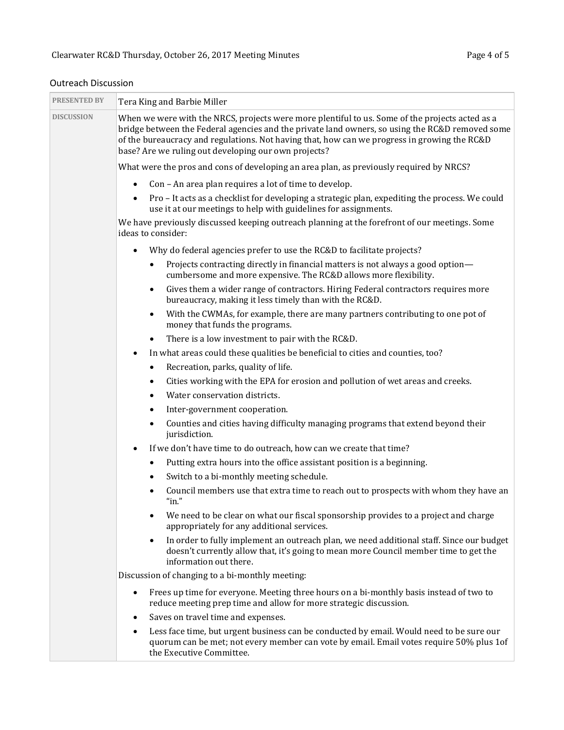## Outreach Discussion

| PRESENTED BY | Tera King and Barbie Miller |
|---|---|
| DISCUSSION | When we were with the NRCS, projects were more plentiful to us. Some of the projects acted as a bridge between the Federal agencies and the private land owners, so using the RC&D removed some of the bureaucracy and regulations. Not having that, how can we progress in growing the RC&D base? Are we ruling out developing our own projects?<br><br>What were the pros and cons of developing an area plan, as previously required by NRCS?<br><br>• Con – An area plan requires a lot of time to develop.<br>• Pro – It acts as a checklist for developing a strategic plan, expediting the process. We could use it at our meetings to help with guidelines for assignments.<br><br>We have previously discussed keeping outreach planning at the forefront of our meetings. Some ideas to consider:<br><br>• Why do federal agencies prefer to use the RC&D to facilitate projects?<br>  ◦ Projects contracting directly in financial matters is not always a good option—cumbersome and more expensive. The RC&D allows more flexibility.<br>  ◦ Gives them a wider range of contractors. Hiring Federal contractors requires more bureaucracy, making it less timely than with the RC&D.<br>  ◦ With the CWMAs, for example, there are many partners contributing to one pot of money that funds the programs.<br>  ◦ There is a low investment to pair with the RC&D.<br>• In what areas could these qualities be beneficial to cities and counties, too?<br>  ◦ Recreation, parks, quality of life.<br>  ◦ Cities working with the EPA for erosion and pollution of wet areas and creeks.<br>  ◦ Water conservation districts.<br>  ◦ Inter-government cooperation.<br>  ◦ Counties and cities having difficulty managing programs that extend beyond their jurisdiction.<br>• If we don't have time to do outreach, how can we create that time?<br>  ◦ Putting extra hours into the office assistant position is a beginning.<br>  ◦ Switch to a bi-monthly meeting schedule.<br>  ◦ Council members use that extra time to reach out to prospects with whom they have an "in."<br>  ◦ We need to be clear on what our fiscal sponsorship provides to a project and charge appropriately for any additional services.<br>  ◦ In order to fully implement an outreach plan, we need additional staff. Since our budget doesn't currently allow that, it's going to mean more Council member time to get the information out there.<br><br>Discussion of changing to a bi-monthly meeting:<br><br>• Frees up time for everyone. Meeting three hours on a bi-monthly basis instead of two to reduce meeting prep time and allow for more strategic discussion.<br>• Saves on travel time and expenses.<br>• Less face time, but urgent business can be conducted by email. Would need to be sure our quorum can be met; not every member can vote by email. Email votes require 50% plus 1of the Executive Committee. |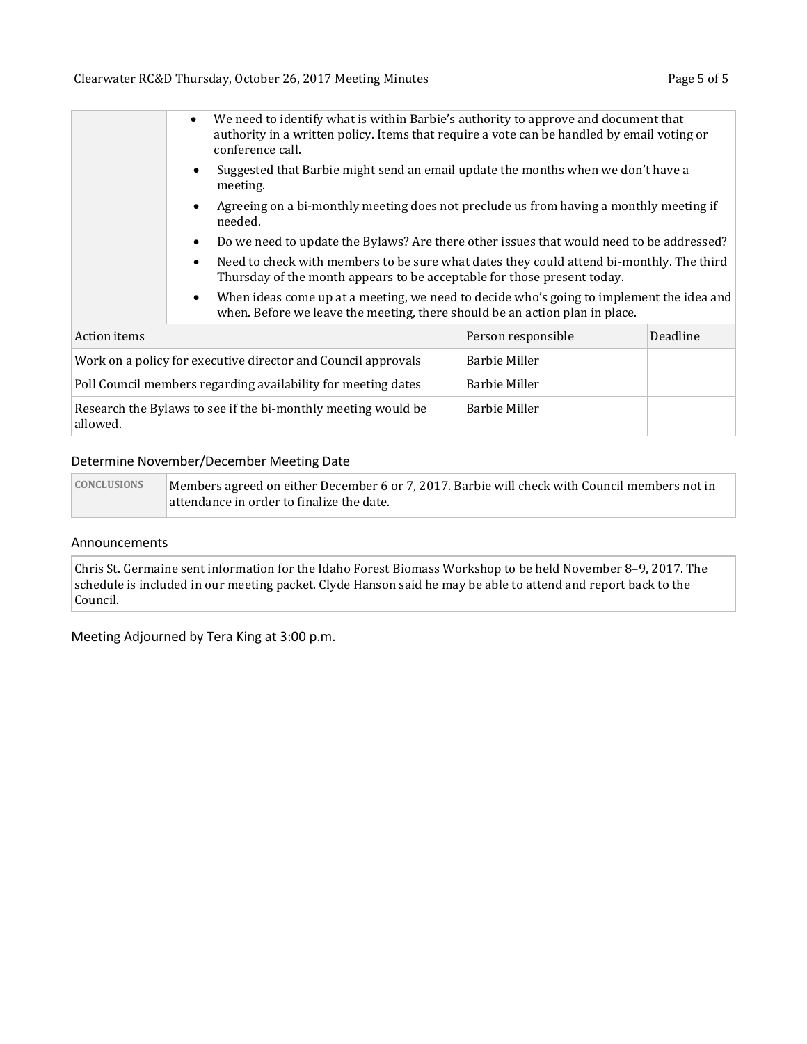| | |
|---|---|
| | • We need to identify what is within Barbie's authority to approve and document that authority in a written policy. Items that require a vote can be handled by email voting or conference call.<br>• Suggested that Barbie might send an email update the months when we don't have a meeting.<br>• Agreeing on a bi-monthly meeting does not preclude us from having a monthly meeting if needed.<br>• Do we need to update the Bylaws? Are there other issues that would need to be addressed?<br>• Need to check with members to be sure what dates they could attend bi-monthly. The third Thursday of the month appears to be acceptable for those present today.<br>• When ideas come up at a meeting, we need to decide who's going to implement the idea and when. Before we leave the meeting, there should be an action plan in place. |

| Action items | Person responsible | Deadline |
|---|---|---|
| Work on a policy for executive director and Council approvals | Barbie Miller | |
| Poll Council members regarding availability for meeting dates | Barbie Miller | |
| Research the Bylaws to see if the bi-monthly meeting would be allowed. | Barbie Miller | |

### Determine November/December Meeting Date

| | |
|---|---|
| CONCLUSIONS | Members agreed on either December 6 or 7, 2017. Barbie will check with Council members not in attendance in order to finalize the date. |

### Announcements

Chris St. Germaine sent information for the Idaho Forest Biomass Workshop to be held November 8–9, 2017. The schedule is included in our meeting packet. Clyde Hanson said he may be able to attend and report back to the Council.

Meeting Adjourned by Tera King at 3:00 p.m.